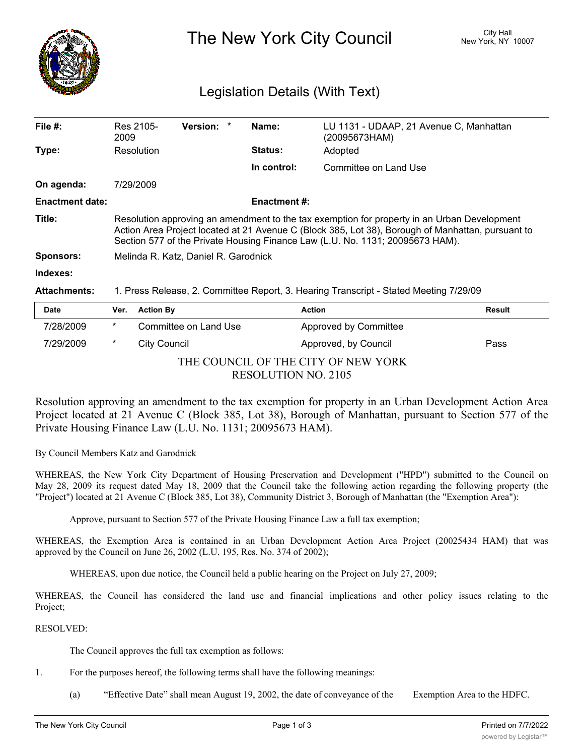# The New York City Council

City Hall
New York, NY 10007

## Legislation Details (With Text)

| | | | | | |
|---|---|---|---|---|---|
| **File #:** | Res 2105-2009 | **Version:** * | | **Name:** | LU 1131 - UDAAP, 21 Avenue C, Manhattan (20095673HAM) |
| **Type:** | Resolution | | | **Status:** | Adopted |
| | | | | **In control:** | Committee on Land Use |
| **On agenda:** | 7/29/2009 | | | | |
| **Enactment date:** | | | | **Enactment #:** | |

**Title:** Resolution approving an amendment to the tax exemption for property in an Urban Development Action Area Project located at 21 Avenue C (Block 385, Lot 38), Borough of Manhattan, pursuant to Section 577 of the Private Housing Finance Law (L.U. No. 1131; 20095673 HAM).

**Sponsors:** Melinda R. Katz, Daniel R. Garodnick

**Indexes:**

**Attachments:** 1. Press Release, 2. Committee Report, 3. Hearing Transcript - Stated Meeting 7/29/09

| Date | Ver. | Action By | Action | Result |
|---|---|---|---|---|
| 7/28/2009 | * | Committee on Land Use | Approved by Committee | |
| 7/29/2009 | * | City Council | Approved, by Council | Pass |

THE COUNCIL OF THE CITY OF NEW YORK
RESOLUTION NO. 2105

Resolution approving an amendment to the tax exemption for property in an Urban Development Action Area Project located at 21 Avenue C (Block 385, Lot 38), Borough of Manhattan, pursuant to Section 577 of the Private Housing Finance Law (L.U. No. 1131; 20095673 HAM).

By Council Members Katz and Garodnick

WHEREAS, the New York City Department of Housing Preservation and Development ("HPD") submitted to the Council on May 28, 2009 its request dated May 18, 2009 that the Council take the following action regarding the following property (the "Project") located at 21 Avenue C (Block 385, Lot 38), Community District 3, Borough of Manhattan (the "Exemption Area"):

Approve, pursuant to Section 577 of the Private Housing Finance Law a full tax exemption;

WHEREAS, the Exemption Area is contained in an Urban Development Action Area Project (20025434 HAM) that was approved by the Council on June 26, 2002 (L.U. 195, Res. No. 374 of 2002);

WHEREAS, upon due notice, the Council held a public hearing on the Project on July 27, 2009;

WHEREAS, the Council has considered the land use and financial implications and other policy issues relating to the Project;

RESOLVED:

The Council approves the full tax exemption as follows:

1. For the purposes hereof, the following terms shall have the following meanings:

   (a) "Effective Date" shall mean August 19, 2002, the date of conveyance of the Exemption Area to the HDFC.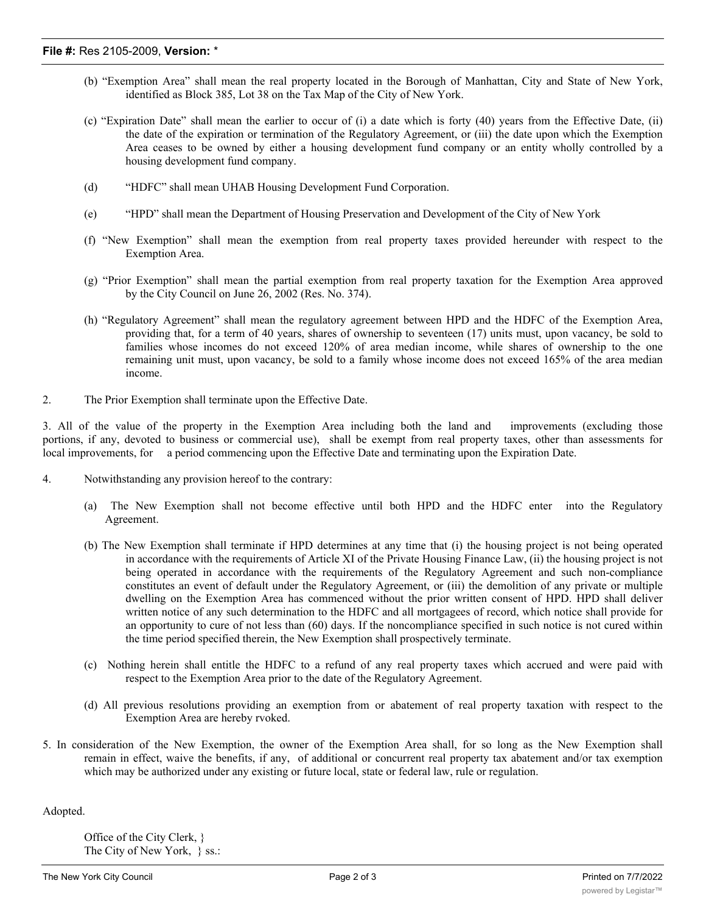(b) "Exemption Area" shall mean the real property located in the Borough of Manhattan, City and State of New York, identified as Block 385, Lot 38 on the Tax Map of the City of New York.

(c) "Expiration Date" shall mean the earlier to occur of (i) a date which is forty (40) years from the Effective Date, (ii) the date of the expiration or termination of the Regulatory Agreement, or (iii) the date upon which the Exemption Area ceases to be owned by either a housing development fund company or an entity wholly controlled by a housing development fund company.

(d) "HDFC" shall mean UHAB Housing Development Fund Corporation.

(e) "HPD" shall mean the Department of Housing Preservation and Development of the City of New York

(f) "New Exemption" shall mean the exemption from real property taxes provided hereunder with respect to the Exemption Area.

(g) "Prior Exemption" shall mean the partial exemption from real property taxation for the Exemption Area approved by the City Council on June 26, 2002 (Res. No. 374).

(h) "Regulatory Agreement" shall mean the regulatory agreement between HPD and the HDFC of the Exemption Area, providing that, for a term of 40 years, shares of ownership to seventeen (17) units must, upon vacancy, be sold to families whose incomes do not exceed 120% of area median income, while shares of ownership to the one remaining unit must, upon vacancy, be sold to a family whose income does not exceed 165% of the area median income.

2. The Prior Exemption shall terminate upon the Effective Date.

3. All of the value of the property in the Exemption Area including both the land and improvements (excluding those portions, if any, devoted to business or commercial use), shall be exempt from real property taxes, other than assessments for local improvements, for a period commencing upon the Effective Date and terminating upon the Expiration Date.

4. Notwithstanding any provision hereof to the contrary:

(a) The New Exemption shall not become effective until both HPD and the HDFC enter into the Regulatory Agreement.

(b) The New Exemption shall terminate if HPD determines at any time that (i) the housing project is not being operated in accordance with the requirements of Article XI of the Private Housing Finance Law, (ii) the housing project is not being operated in accordance with the requirements of the Regulatory Agreement and such non-compliance constitutes an event of default under the Regulatory Agreement, or (iii) the demolition of any private or multiple dwelling on the Exemption Area has commenced without the prior written consent of HPD. HPD shall deliver written notice of any such determination to the HDFC and all mortgagees of record, which notice shall provide for an opportunity to cure of not less than (60) days. If the noncompliance specified in such notice is not cured within the time period specified therein, the New Exemption shall prospectively terminate.

(c) Nothing herein shall entitle the HDFC to a refund of any real property taxes which accrued and were paid with respect to the Exemption Area prior to the date of the Regulatory Agreement.

(d) All previous resolutions providing an exemption from or abatement of real property taxation with respect to the Exemption Area are hereby rvoked.

5. In consideration of the New Exemption, the owner of the Exemption Area shall, for so long as the New Exemption shall remain in effect, waive the benefits, if any, of additional or concurrent real property tax abatement and/or tax exemption which may be authorized under any existing or future local, state or federal law, rule or regulation.

Adopted.

Office of the City Clerk, }
The City of New York, } ss.: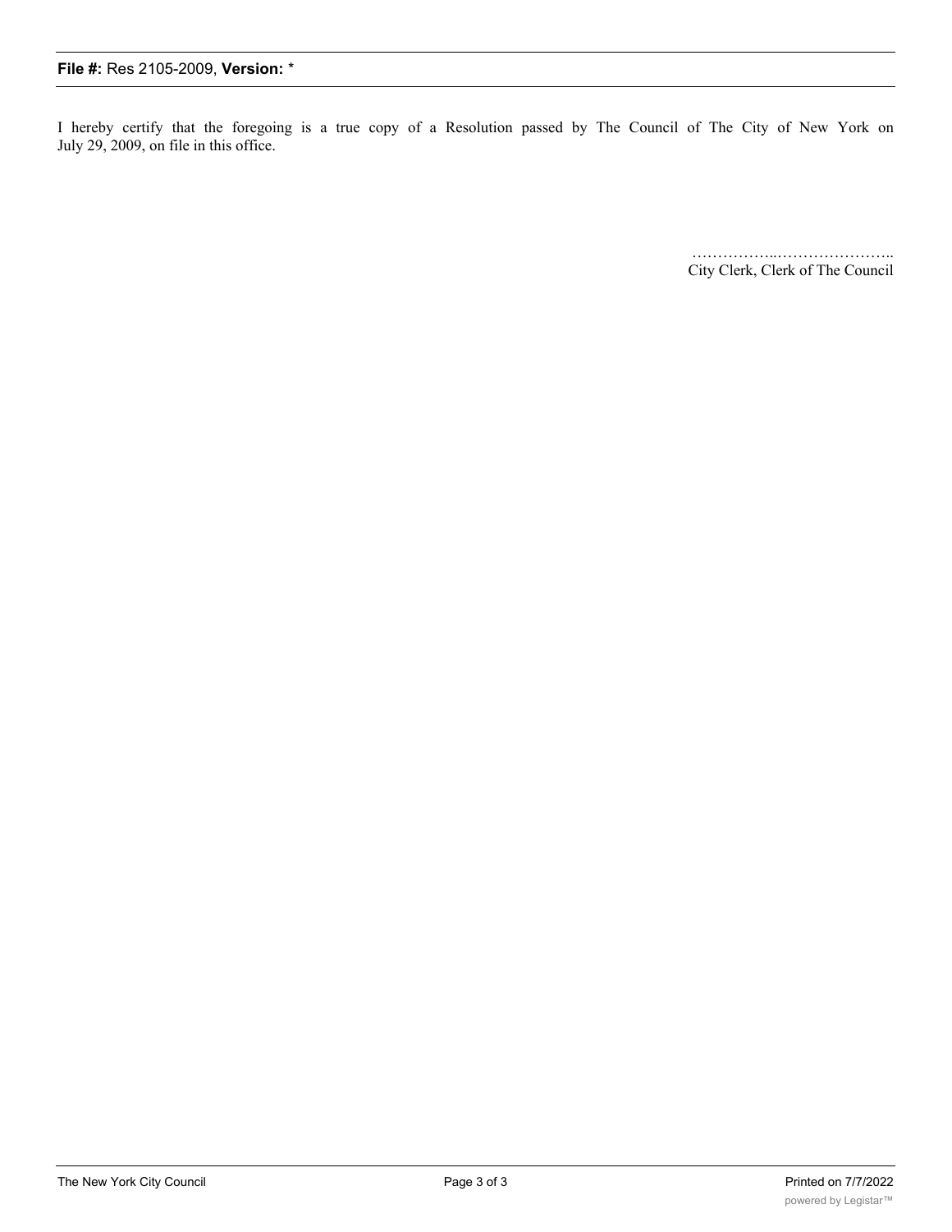I hereby certify that the foregoing is a true copy of a Resolution passed by The Council of The City of New York on July 29, 2009, on file in this office.

……………..…………………..
City Clerk, Clerk of The Council